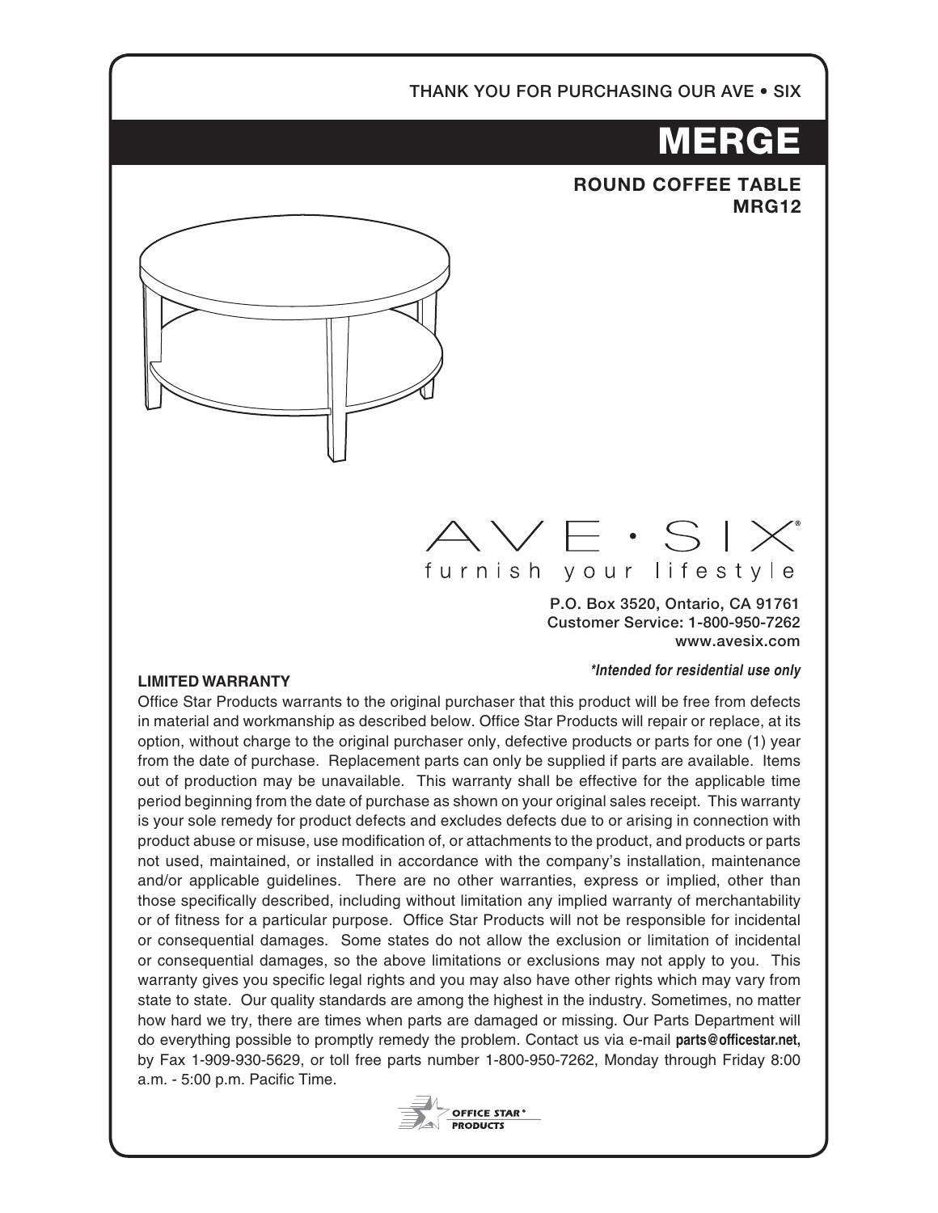THANK YOU FOR PURCHASING OUR AVE • SIX

# MERGE

**ROUND COFFEE TABLE**
**MRG12**

AVE • SIX®
furnish your lifestyle

P.O. Box 3520, Ontario, CA 91761
Customer Service: 1-800-950-7262
www.avesix.com

***Intended for residential use only***

**LIMITED WARRANTY**

Office Star Products warrants to the original purchaser that this product will be free from defects in material and workmanship as described below. Office Star Products will repair or replace, at its option, without charge to the original purchaser only, defective products or parts for one (1) year from the date of purchase. Replacement parts can only be supplied if parts are available. Items out of production may be unavailable. This warranty shall be effective for the applicable time period beginning from the date of purchase as shown on your original sales receipt. This warranty is your sole remedy for product defects and excludes defects due to or arising in connection with product abuse or misuse, use modification of, or attachments to the product, and products or parts not used, maintained, or installed in accordance with the company's installation, maintenance and/or applicable guidelines. There are no other warranties, express or implied, other than those specifically described, including without limitation any implied warranty of merchantability or of fitness for a particular purpose. Office Star Products will not be responsible for incidental or consequential damages. Some states do not allow the exclusion or limitation of incidental or consequential damages, so the above limitations or exclusions may not apply to you. This warranty gives you specific legal rights and you may also have other rights which may vary from state to state. Our quality standards are among the highest in the industry. Sometimes, no matter how hard we try, there are times when parts are damaged or missing. Our Parts Department will do everything possible to promptly remedy the problem. Contact us via e-mail **parts@officestar.net,** by Fax 1-909-930-5629, or toll free parts number 1-800-950-7262, Monday through Friday 8:00 a.m. - 5:00 p.m. Pacific Time.

OFFICE STAR® PRODUCTS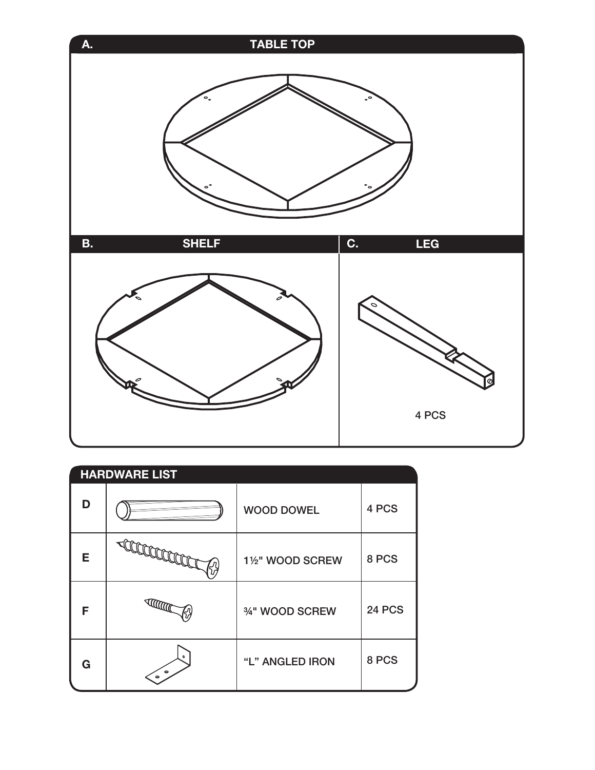## A. TABLE TOP

## B. SHELF

## C. LEG

4 PCS

## HARDWARE LIST

| | | | |
|---|---|---|---|
| D | | WOOD DOWEL | 4 PCS |
| E | | 1½" WOOD SCREW | 8 PCS |
| F | | ¾" WOOD SCREW | 24 PCS |
| G | | "L" ANGLED IRON | 8 PCS |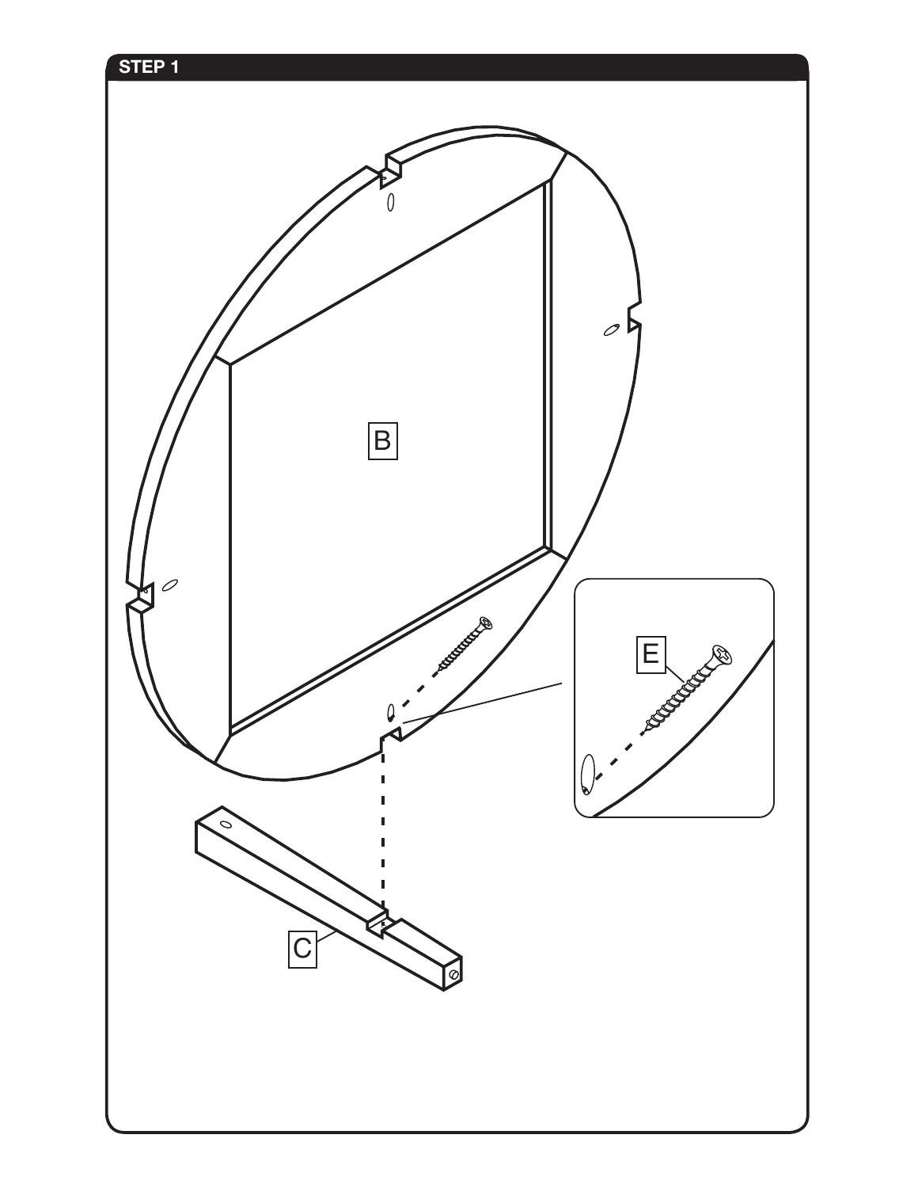## STEP 1

B

E

C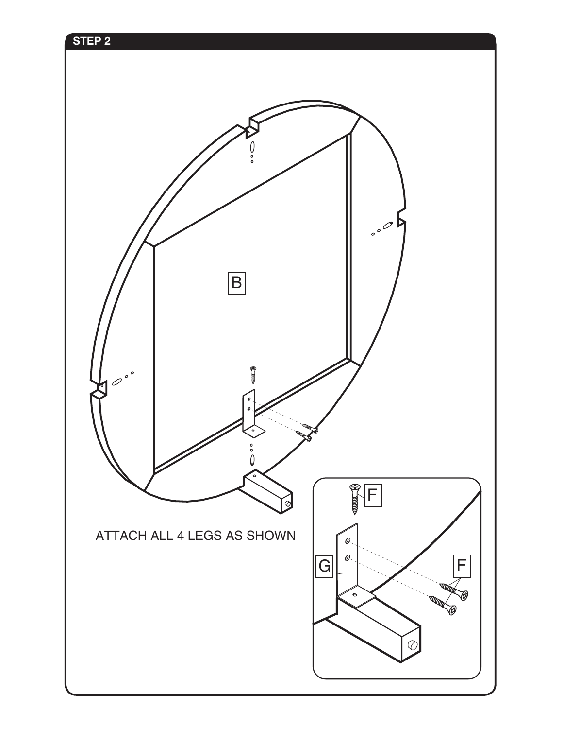## STEP 2

B

ATTACH ALL 4 LEGS AS SHOWN

F

G

F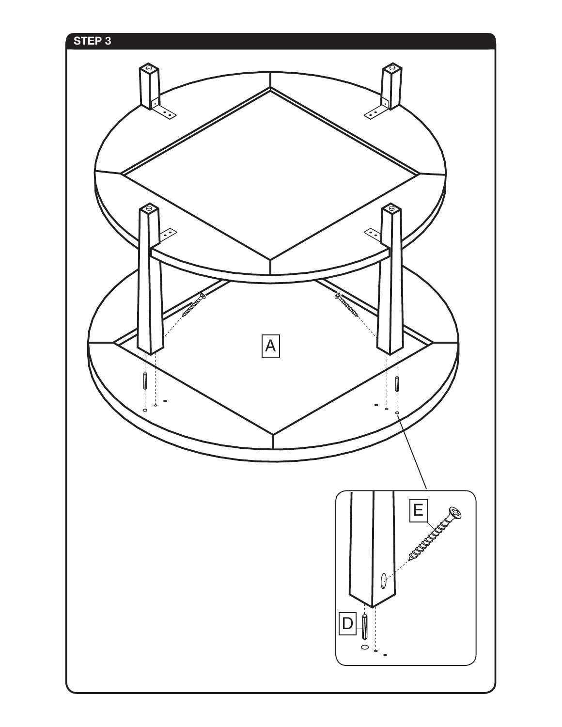## STEP 3

A

E

D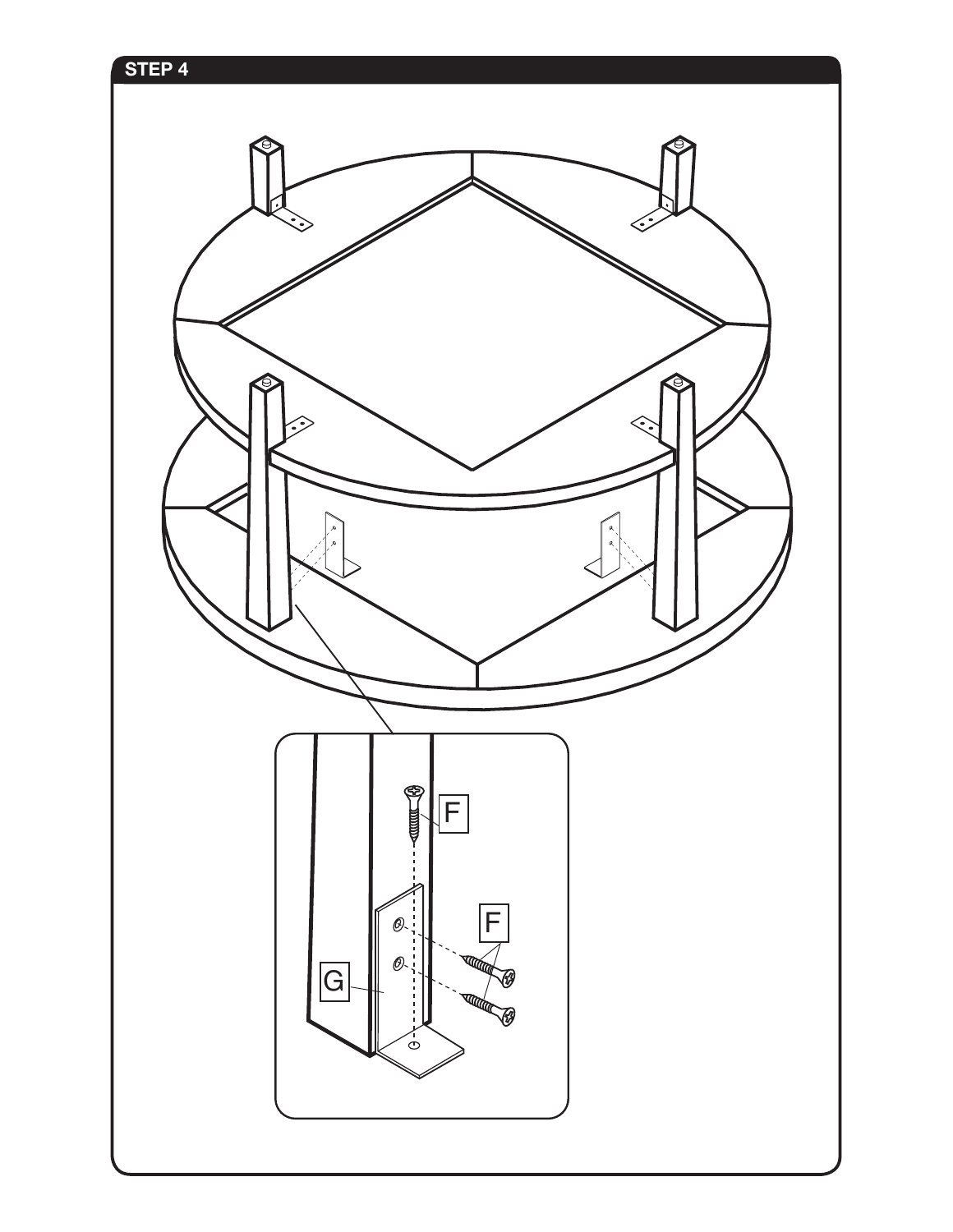## STEP 4

F

F

G